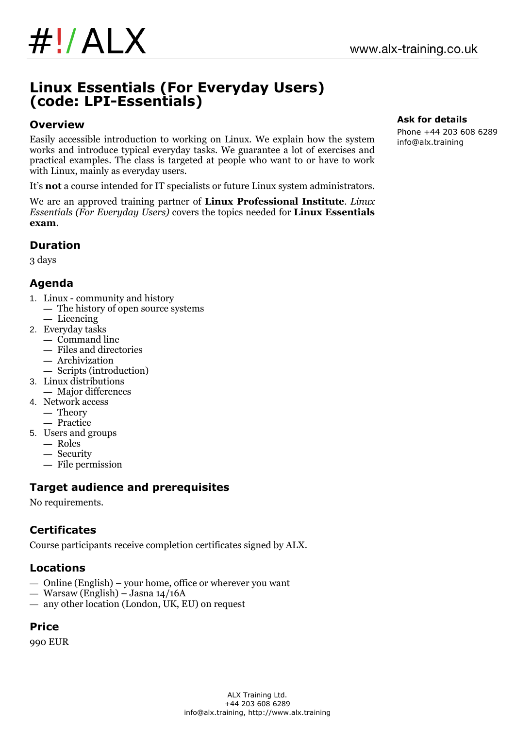# Linux Essentials (For Everyday Users) (code: LPI-Essentials)

**Ask for details**

Phone +44 203 608 6289
info@alx.training

## Overview

Easily accessible introduction to working on Linux. We explain how the system works and introduce typical everyday tasks. We guarantee a lot of exercises and practical examples. The class is targeted at people who want to or have to work with Linux, mainly as everyday users.

It's **not** a course intended for IT specialists or future Linux system administrators.

We are an approved training partner of **Linux Professional Institute**. *Linux Essentials (For Everyday Users)* covers the topics needed for **Linux Essentials exam**.

## Duration

3 days

## Agenda

1. Linux - community and history
   - The history of open source systems
   - Licencing
2. Everyday tasks
   - Command line
   - Files and directories
   - Archivization
   - Scripts (introduction)
3. Linux distributions
   - Major differences
4. Network access
   - Theory
   - Practice
5. Users and groups
   - Roles
   - Security
   - File permission

## Target audience and prerequisites

No requirements.

## Certificates

Course participants receive completion certificates signed by ALX.

## Locations

- Online (English) – your home, office or wherever you want
- Warsaw (English) – Jasna 14/16A
- any other location (London, UK, EU) on request

## Price

990 EUR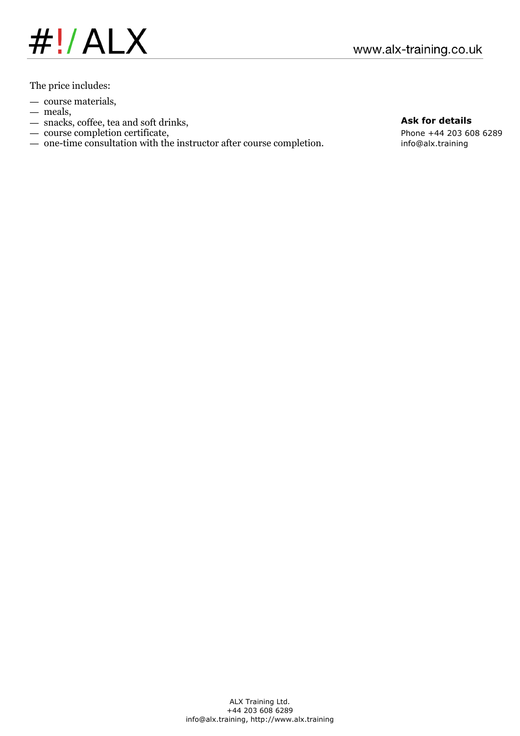The price includes:

— course materials,
— meals,
— snacks, coffee, tea and soft drinks,
— course completion certificate,
— one-time consultation with the instructor after course completion.

**Ask for details**

Phone +44 203 608 6289
info@alx.training